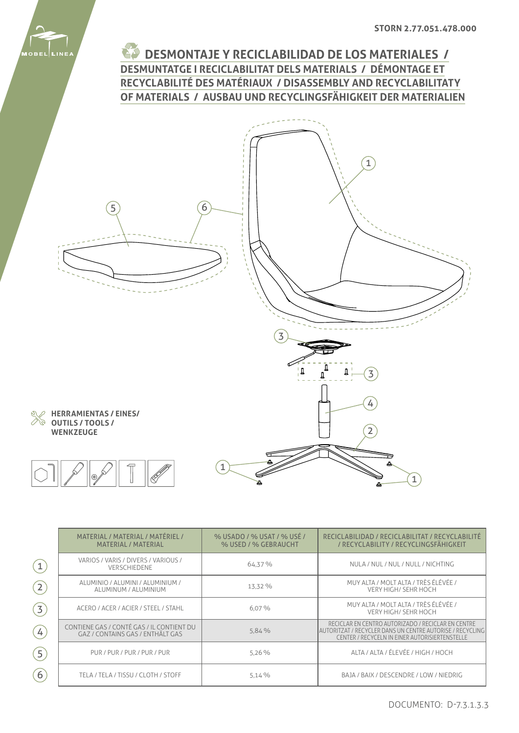STORN 2.77.051.478.000

# DESMONTAJE Y RECICLABILIDAD DE LOS MATERIALES / DESMUNTATGE I RECICLABILITAT DELS MATERIALS / DÉMONTAGE ET RECYCLABILITÉ DES MATÉRIAUX / DISASSEMBLY AND RECYCLABILITATY OF MATERIALS / AUSBAU UND RECYCLINGSFÄHIGKEIT DER MATERIALIEN

**HERRAMIENTAS / EINES/ OUTILS / TOOLS / WENKZEUGE**

| | MATERIAL / MATERIAL / MATÉRIEL / MATERIAL / MATERIAL | % USADO / % USAT / % USÉ / % USED / % GEBRAUCHT | RECICLABILIDAD / RECICLABILITAT / RECYCLABILITÉ / RECYCLABILITY / RECYCLINGSFÄHIGKEIT |
|---|---|---|---|
| 1 | VARIOS / VARIS / DIVERS / VARIOUS / VERSCHIEDENE | 64,37 % | NULA / NUL / NUL / NULL / NICHTING |
| 2 | ALUMINIO / ALUMINI / ALUMINIUM / ALUMINUM / ALUMINIUM | 13,32 % | MUY ALTA / MOLT ALTA / TRÈS ÉLÉVÉE / VERY HIGH/ SEHR HOCH |
| 3 | ACERO / ACER / ACIER / STEEL / STAHL | 6,07 % | MUY ALTA / MOLT ALTA / TRÈS ÉLÉVÉE / VERY HIGH/ SEHR HOCH |
| 4 | CONTIENE GAS / CONTÉ GAS / IL CONTIENT DU GAZ / CONTAINS GAS / ENTHÄLT GAS | 5,84 % | RECICLAR EN CENTRO AUTORIZADO / RECICLAR EN CENTRE AUTORITZAT / RECYCLER DANS UN CENTRE AUTORISÉ / RECYCLING CENTER / RECYCELN IN EINER AUTORISIERTENSTELLE |
| 5 | PUR / PUR / PUR / PUR / PUR | 5,26 % | ALTA / ALTA / ÉLEVÉE / HIGH / HOCH |
| 6 | TELA / TELA / TISSU / CLOTH / STOFF | 5,14 % | BAJA / BAIX / DESCENDRE / LOW / NIEDRIG |

DOCUMENTO: D-7.3.1.3.3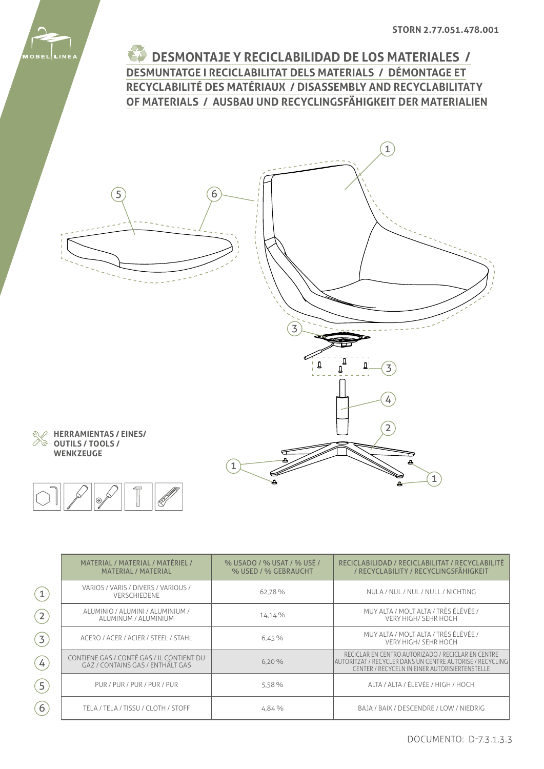STORN 2.77.051.478.001

# DESMONTAJE Y RECICLABILIDAD DE LOS MATERIALES / DESMUNTATGE I RECICLABILITAT DELS MATERIALS / DÉMONTAGE ET RECYCLABILITÉ DES MATÉRIAUX / DISASSEMBLY AND RECYCLABILITATY OF MATERIALS / AUSBAU UND RECYCLINGSFÄHIGKEIT DER MATERIALIEN

**HERRAMIENTAS / EINES/ OUTILS / TOOLS / WENKZEUGE**

| | MATERIAL / MATERIAL / MATÉRIEL / MATERIAL / MATERIAL | % USADO / % USAT / % USÉ / % USED / % GEBRAUCHT | RECICLABILIDAD / RECICLABILITAT / RECYCLABILITÉ / RECYCLABILITY / RECYCLINGSFÄHIGKEIT |
|---|---|---|---|
| 1 | VARIOS / VARIS / DIVERS / VARIOUS / VERSCHIEDENE | 62,78 % | NULA / NUL / NUL / NULL / NICHTING |
| 2 | ALUMINIO / ALUMINI / ALUMINIUM / ALUMINUM / ALUMINIUM | 14,14 % | MUY ALTA / MOLT ALTA / TRÈS ÉLÉVÉE / VERY HIGH/ SEHR HOCH |
| 3 | ACERO / ACER / ACIER / STEEL / STAHL | 6,45 % | MUY ALTA / MOLT ALTA / TRÈS ÉLÉVÉE / VERY HIGH/ SEHR HOCH |
| 4 | CONTIENE GAS / CONTÉ GAS / IL CONTIENT DU GAZ / CONTAINS GAS / ENTHÄLT GAS | 6,20 % | RECICLAR EN CENTRO AUTORIZADO / RECICLAR EN CENTRE AUTORITZAT / RECYCLER DANS UN CENTRE AUTORISE / RECYCLING CENTER / RECYCELN IN EINER AUTORISIERTENSTELLE |
| 5 | PUR / PUR / PUR / PUR / PUR | 5,58 % | ALTA / ALTA / ÉLEVÉE / HIGH / HOCH |
| 6 | TELA / TELA / TISSU / CLOTH / STOFF | 4,84 % | BAJA / BAIX / DESCENDRE / LOW / NIEDRIG |

DOCUMENTO: D-7.3.1.3.3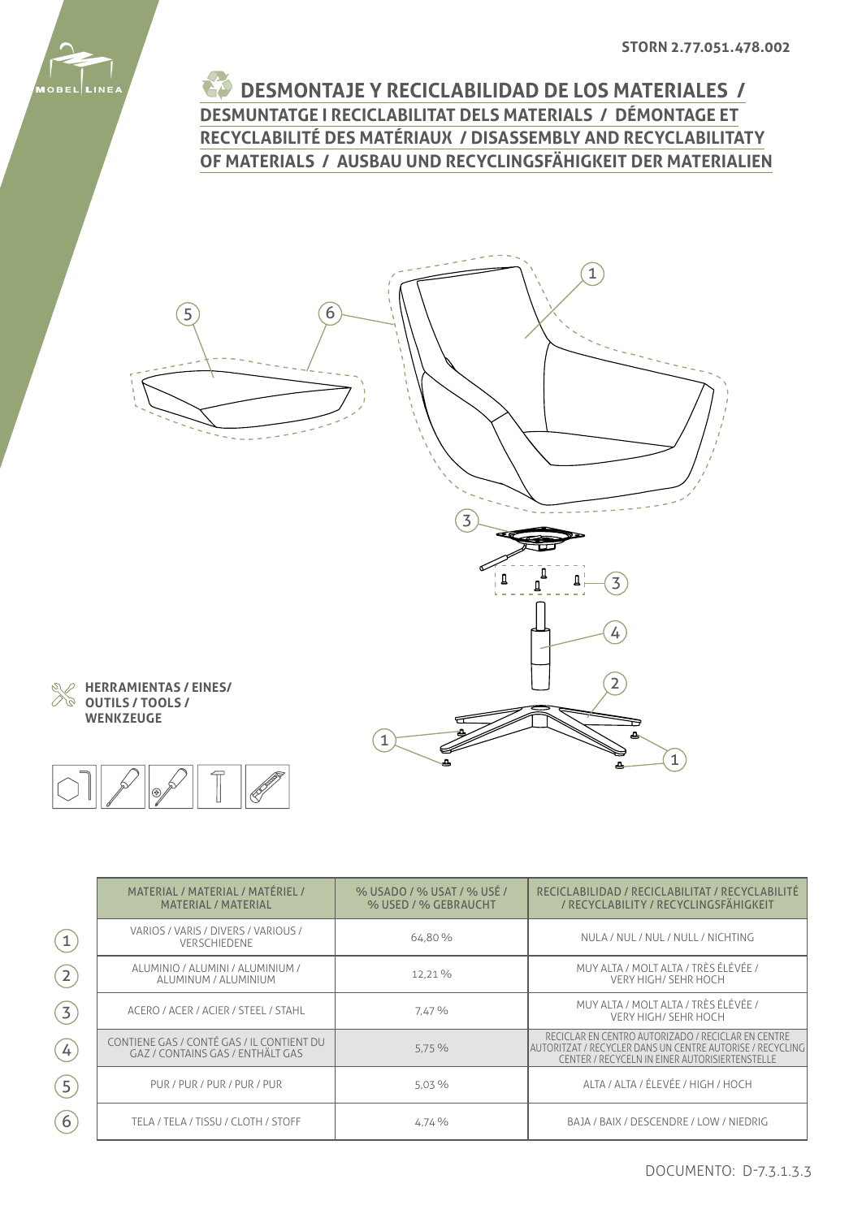STORN 2.77.051.478.002

# DESMONTAJE Y RECICLABILIDAD DE LOS MATERIALES / DESMUNTATGE I RECICLABILITAT DELS MATERIALS / DÉMONTAGE ET RECYCLABILITÉ DES MATÉRIAUX / DISASSEMBLY AND RECYCLABILITATY OF MATERIALS / AUSBAU UND RECYCLINGSFÄHIGKEIT DER MATERIALIEN

1
5
6
3
3
4
2
1
1

**HERRAMIENTAS / EINES/ OUTILS / TOOLS / WENKZEUGE**

| | MATERIAL / MATERIAL / MATÉRIEL / MATERIAL / MATERIAL | % USADO / % USAT / % USÉ / % USED / % GEBRAUCHT | RECICLABILIDAD / RECICLABILITAT / RECYCLABILITÉ / RECYCLABILITY / RECYCLINGSFÄHIGKEIT |
|---|---|---|---|
| 1 | VARIOS / VARIS / DIVERS / VARIOUS / VERSCHIEDENE | 64,80 % | NULA / NUL / NUL / NULL / NICHTING |
| 2 | ALUMINIO / ALUMINI / ALUMINIUM / ALUMINUM / ALUMINIUM | 12,21 % | MUY ALTA / MOLT ALTA / TRÈS ÉLÉVÉE / VERY HIGH/ SEHR HOCH |
| 3 | ACERO / ACER / ACIER / STEEL / STAHL | 7,47 % | MUY ALTA / MOLT ALTA / TRÈS ÉLÉVÉE / VERY HIGH/ SEHR HOCH |
| 4 | CONTIENE GAS / CONTÉ GAS / IL CONTIENT DU GAZ / CONTAINS GAS / ENTHÄLT GAS | 5,75 % | RECICLAR EN CENTRO AUTORIZADO / RECICLAR EN CENTRE AUTORITZAT / RECYCLER DANS UN CENTRE AUTORISE / RECYCLING CENTER / RECYCELN IN EINER AUTORISIERTENSTELLE |
| 5 | PUR / PUR / PUR / PUR / PUR | 5,03 % | ALTA / ALTA / ÉLEVÉE / HIGH / HOCH |
| 6 | TELA / TELA / TISSU / CLOTH / STOFF | 4,74 % | BAJA / BAIX / DESCENDRE / LOW / NIEDRIG |

DOCUMENTO: D-7.3.1.3.3